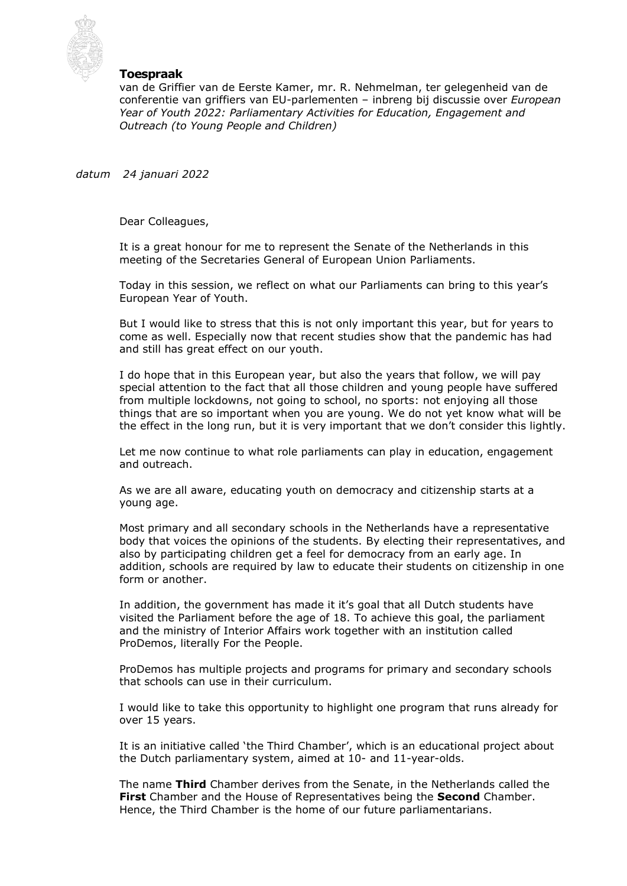**Toespraak**

van de Griffier van de Eerste Kamer, mr. R. Nehmelman, ter gelegenheid van de conferentie van griffiers van EU-parlementen – inbreng bij discussie over *European Year of Youth 2022: Parliamentary Activities for Education, Engagement and Outreach (to Young People and Children)*

*datum* *24 januari 2022*

Dear Colleagues,

It is a great honour for me to represent the Senate of the Netherlands in this meeting of the Secretaries General of European Union Parliaments.

Today in this session, we reflect on what our Parliaments can bring to this year's European Year of Youth.

But I would like to stress that this is not only important this year, but for years to come as well. Especially now that recent studies show that the pandemic has had and still has great effect on our youth.

I do hope that in this European year, but also the years that follow, we will pay special attention to the fact that all those children and young people have suffered from multiple lockdowns, not going to school, no sports: not enjoying all those things that are so important when you are young. We do not yet know what will be the effect in the long run, but it is very important that we don't consider this lightly.

Let me now continue to what role parliaments can play in education, engagement and outreach.

As we are all aware, educating youth on democracy and citizenship starts at a young age.

Most primary and all secondary schools in the Netherlands have a representative body that voices the opinions of the students. By electing their representatives, and also by participating children get a feel for democracy from an early age. In addition, schools are required by law to educate their students on citizenship in one form or another.

In addition, the government has made it it's goal that all Dutch students have visited the Parliament before the age of 18. To achieve this goal, the parliament and the ministry of Interior Affairs work together with an institution called ProDemos, literally For the People.

ProDemos has multiple projects and programs for primary and secondary schools that schools can use in their curriculum.

I would like to take this opportunity to highlight one program that runs already for over 15 years.

It is an initiative called 'the Third Chamber', which is an educational project about the Dutch parliamentary system, aimed at 10- and 11-year-olds.

The name **Third** Chamber derives from the Senate, in the Netherlands called the **First** Chamber and the House of Representatives being the **Second** Chamber. Hence, the Third Chamber is the home of our future parliamentarians.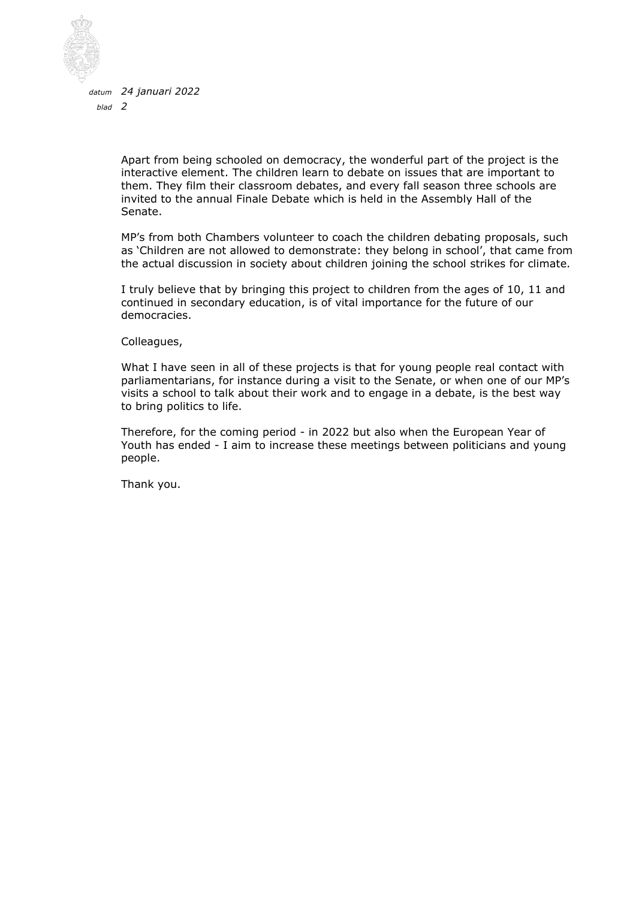Apart from being schooled on democracy, the wonderful part of the project is the interactive element. The children learn to debate on issues that are important to them. They film their classroom debates, and every fall season three schools are invited to the annual Finale Debate which is held in the Assembly Hall of the Senate.

MP's from both Chambers volunteer to coach the children debating proposals, such as 'Children are not allowed to demonstrate: they belong in school', that came from the actual discussion in society about children joining the school strikes for climate.

I truly believe that by bringing this project to children from the ages of 10, 11 and continued in secondary education, is of vital importance for the future of our democracies.

Colleagues,

What I have seen in all of these projects is that for young people real contact with parliamentarians, for instance during a visit to the Senate, or when one of our MP's visits a school to talk about their work and to engage in a debate, is the best way to bring politics to life.

Therefore, for the coming period - in 2022 but also when the European Year of Youth has ended - I aim to increase these meetings between politicians and young people.

Thank you.